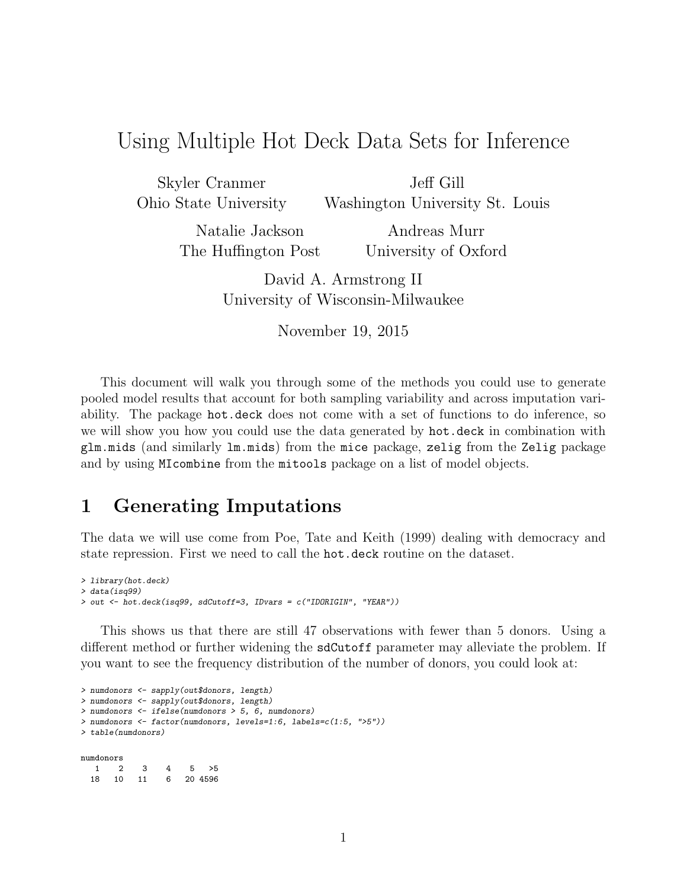# Using Multiple Hot Deck Data Sets for Inference

Skyler Cranmer
Ohio State University

Jeff Gill
Washington University St. Louis

Natalie Jackson
The Huffington Post

Andreas Murr
University of Oxford

David A. Armstrong II
University of Wisconsin-Milwaukee

November 19, 2015

This document will walk you through some of the methods you could use to generate pooled model results that account for both sampling variability and across imputation variability. The package `hot.deck` does not come with a set of functions to do inference, so we will show you how you could use the data generated by `hot.deck` in combination with `glm.mids` (and similarly `lm.mids`) from the `mice` package, `zelig` from the `Zelig` package and by using `MIcombine` from the `mitools` package on a list of model objects.

## 1 Generating Imputations

The data we will use come from Poe, Tate and Keith (1999) dealing with democracy and state repression. First we need to call the `hot.deck` routine on the dataset.

```
> library(hot.deck)
> data(isq99)
> out <- hot.deck(isq99, sdCutoff=3, IDvars = c("IDORIGIN", "YEAR"))
```

This shows us that there are still 47 observations with fewer than 5 donors. Using a different method or further widening the `sdCutoff` parameter may alleviate the problem. If you want to see the frequency distribution of the number of donors, you could look at:

```
> numdonors <- sapply(out$donors, length)
> numdonors <- sapply(out$donors, length)
> numdonors <- ifelse(numdonors > 5, 6, numdonors)
> numdonors <- factor(numdonors, levels=1:6, labels=c(1:5, ">5"))
> table(numdonors)

numdonors
   1    2    3    4    5   >5
  18   10   11    6   20 4596
```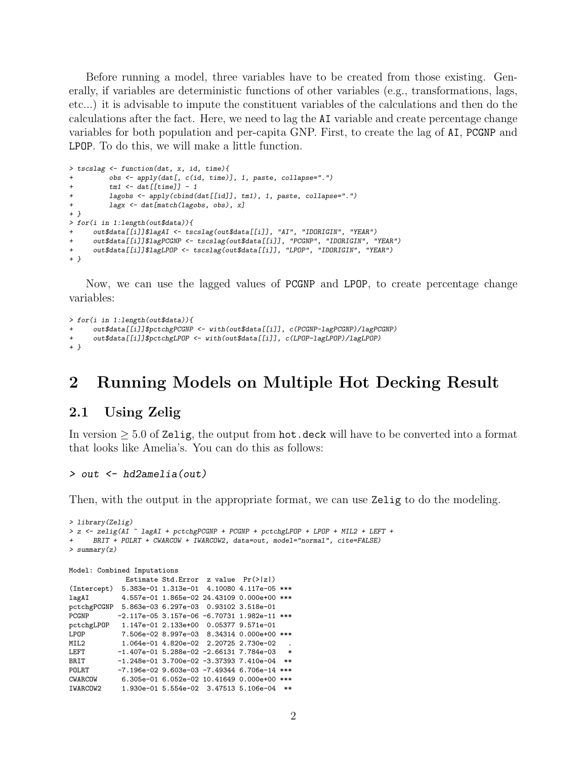Before running a model, three variables have to be created from those existing. Generally, if variables are deterministic functions of other variables (e.g., transformations, lags, etc...) it is advisable to impute the constituent variables of the calculations and then do the calculations after the fact. Here, we need to lag the `AI` variable and create percentage change variables for both population and per-capita GNP. First, to create the lag of `AI`, `PCGNP` and `LPOP`. To do this, we will make a little function.

```
> tscslag <- function(dat, x, id, time){
+         obs <- apply(dat[, c(id, time)], 1, paste, collapse=".")
+         tm1 <- dat[[time]] - 1
+         lagobs <- apply(cbind(dat[[id]], tm1), 1, paste, collapse=".")
+         lagx <- dat[match(lagobs, obs), x]
+ }
> for(i in 1:length(out$data)){
+     out$data[[i]]$lagAI <- tscslag(out$data[[i]], "AI", "IDORIGIN", "YEAR")
+     out$data[[i]]$lagPCGNP <- tscslag(out$data[[i]], "PCGNP", "IDORIGIN", "YEAR")
+     out$data[[i]]$lagLPOP <- tscslag(out$data[[i]], "LPOP", "IDORIGIN", "YEAR")
+ }
```

Now, we can use the lagged values of `PCGNP` and `LPOP`, to create percentage change variables:

```
> for(i in 1:length(out$data)){
+     out$data[[i]]$pctchgPCGNP <- with(out$data[[i]], c(PCGNP-lagPCGNP)/lagPCGNP)
+     out$data[[i]]$pctchgLPOP <- with(out$data[[i]], c(LPOP-lagLPOP)/lagLPOP)
+ }
```

# 2 Running Models on Multiple Hot Decking Result

## 2.1 Using Zelig

In version $\geq 5.0$ of `Zelig`, the output from `hot.deck` will have to be converted into a format that looks like Amelia's. You can do this as follows:

```
> out <- hd2amelia(out)
```

Then, with the output in the appropriate format, we can use `Zelig` to do the modeling.

```
> library(Zelig)
> z <- zelig(AI ~ lagAI + pctchgPCGNP + PCGNP + pctchgLPOP + LPOP + MIL2 + LEFT +
+     BRIT + POLRT + CWARCOW + IWARCOW2, data=out, model="normal", cite=FALSE)
> summary(z)

Model: Combined Imputations
              Estimate Std.Error  z value  Pr(>|z|)
(Intercept)  5.383e-01 1.313e-01  4.10080 4.117e-05 ***
lagAI        4.557e-01 1.865e-02 24.43109 0.000e+00 ***
pctchgPCGNP  5.863e-03 6.297e-03  0.93102 3.518e-01
PCGNP       -2.117e-05 3.157e-06 -6.70731 1.982e-11 ***
pctchgLPOP   1.147e-01 2.133e+00  0.05377 9.571e-01
LPOP         7.506e-02 8.997e-03  8.34314 0.000e+00 ***
MIL2         1.064e-01 4.820e-02  2.20725 2.730e-02   .
LEFT        -1.407e-01 5.288e-02 -2.66131 7.784e-03   *
BRIT        -1.248e-01 3.700e-02 -3.37393 7.410e-04  **
POLRT       -7.196e-02 9.603e-03 -7.49344 6.706e-14 ***
CWARCOW      6.305e-01 6.052e-02 10.41649 0.000e+00 ***
IWARCOW2     1.930e-01 5.554e-02  3.47513 5.106e-04  **
```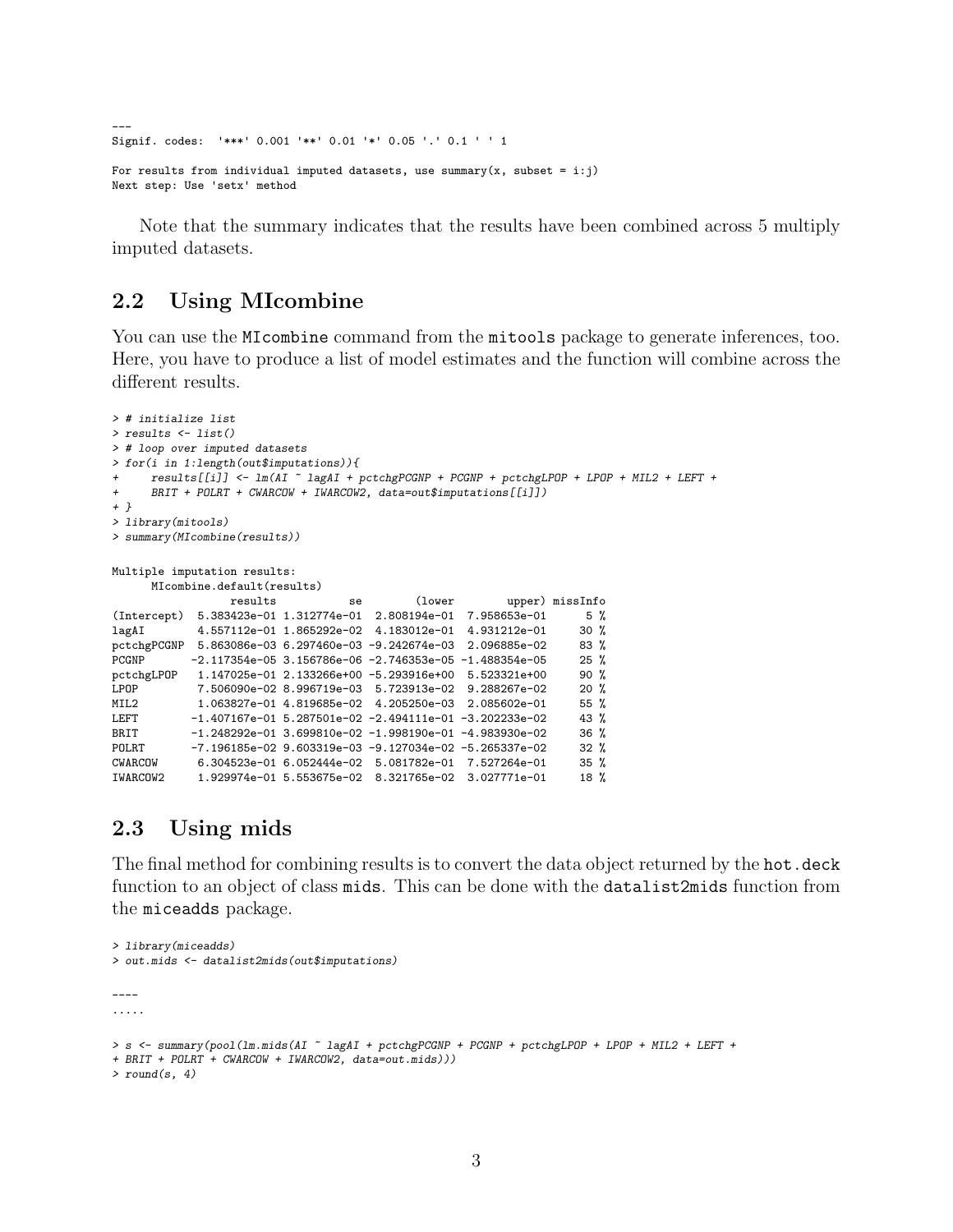```
---
Signif. codes:  '***' 0.001 '**' 0.01 '*' 0.05 '.' 0.1 ' ' 1

For results from individual imputed datasets, use summary(x, subset = i:j)
Next step: Use 'setx' method
```

Note that the summary indicates that the results have been combined across 5 multiply imputed datasets.

## 2.2 Using MIcombine

You can use the `MIcombine` command from the `mitools` package to generate inferences, too. Here, you have to produce a list of model estimates and the function will combine across the different results.

```
> # initialize list
> results <- list()
> # loop over imputed datasets
> for(i in 1:length(out$imputations)){
+     results[[i]] <- lm(AI ~ lagAI + pctchgPCGNP + PCGNP + pctchgLPOP + LPOP + MIL2 + LEFT +
+     BRIT + POLRT + CWARCOW + IWARCOW2, data=out$imputations[[i]])
+ }
> library(mitools)
> summary(MIcombine(results))

Multiple imputation results:
      MIcombine.default(results)
                 results           se        (lower        upper) missInfo
(Intercept)  5.383423e-01 1.312774e-01  2.808194e-01  7.958653e-01      5 %
lagAI        4.557112e-01 1.865292e-02  4.183012e-01  4.931212e-01     30 %
pctchgPCGNP  5.863086e-03 6.297460e-03 -9.242674e-03  2.096885e-02     83 %
PCGNP       -2.117354e-05 3.156786e-06 -2.746353e-05 -1.488354e-05     25 %
pctchgLPOP   1.147025e-01 2.133266e+00 -5.293916e+00  5.523321e+00     90 %
LPOP         7.506090e-02 8.996719e-03  5.723913e-02  9.288267e-02     20 %
MIL2         1.063827e-01 4.819685e-02  4.205250e-03  2.085602e-01     55 %
LEFT        -1.407167e-01 5.287501e-02 -2.494111e-01 -3.202233e-02     43 %
BRIT        -1.248292e-01 3.699810e-02 -1.998190e-01 -4.983930e-02     36 %
POLRT       -7.196185e-02 9.603319e-03 -9.127034e-02 -5.265337e-02     32 %
CWARCOW      6.304523e-01 6.052444e-02  5.081782e-01  7.527264e-01     35 %
IWARCOW2     1.929974e-01 5.553675e-02  8.321765e-02  3.027771e-01     18 %
```

## 2.3 Using mids

The final method for combining results is to convert the data object returned by the `hot.deck` function to an object of class `mids`. This can be done with the `datalist2mids` function from the `miceadds` package.

```
> library(miceadds)
> out.mids <- datalist2mids(out$imputations)

----
.....

> s <- summary(pool(lm.mids(AI ~ lagAI + pctchgPCGNP + PCGNP + pctchgLPOP + LPOP + MIL2 + LEFT +
+ BRIT + POLRT + CWARCOW + IWARCOW2, data=out.mids)))
> round(s, 4)
```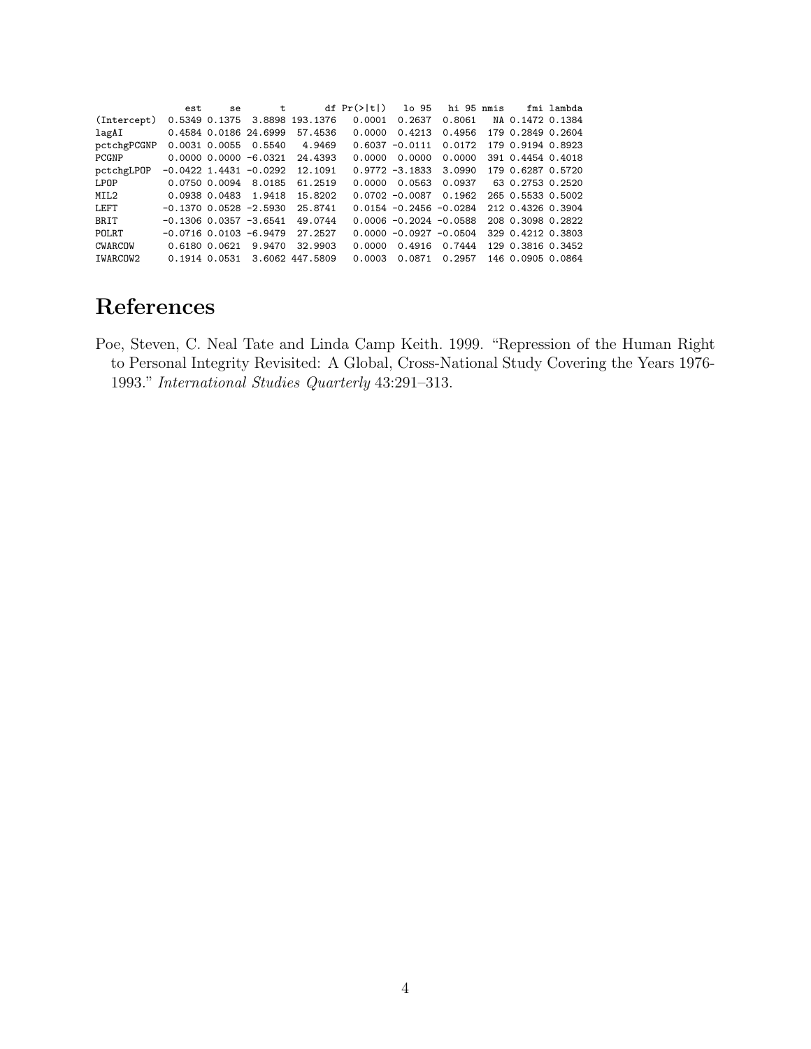| | est | se | t | df | Pr(>\|t\|) | lo 95 | hi 95 | nmis | fmi | lambda |
|---|---|---|---|---|---|---|---|---|---|---|
| (Intercept) | 0.5349 | 0.1375 | 3.8898 | 193.1376 | 0.0001 | 0.2637 | 0.8061 | NA | 0.1472 | 0.1384 |
| lagAI | 0.4584 | 0.0186 | 24.6999 | 57.4536 | 0.0000 | 0.4213 | 0.4956 | 179 | 0.2849 | 0.2604 |
| pctchgPCGNP | 0.0031 | 0.0055 | 0.5540 | 4.9469 | 0.6037 | -0.0111 | 0.0172 | 179 | 0.9194 | 0.8923 |
| PCGNP | 0.0000 | 0.0000 | -6.0321 | 24.4393 | 0.0000 | 0.0000 | 0.0000 | 391 | 0.4454 | 0.4018 |
| pctchgLPOP | -0.0422 | 1.4431 | -0.0292 | 12.1091 | 0.9772 | -3.1833 | 3.0990 | 179 | 0.6287 | 0.5720 |
| LPOP | 0.0750 | 0.0094 | 8.0185 | 61.2519 | 0.0000 | 0.0563 | 0.0937 | 63 | 0.2753 | 0.2520 |
| MIL2 | 0.0938 | 0.0483 | 1.9418 | 15.8202 | 0.0702 | -0.0087 | 0.1962 | 265 | 0.5533 | 0.5002 |
| LEFT | -0.1370 | 0.0528 | -2.5930 | 25.8741 | 0.0154 | -0.2456 | -0.0284 | 212 | 0.4326 | 0.3904 |
| BRIT | -0.1306 | 0.0357 | -3.6541 | 49.0744 | 0.0006 | -0.2024 | -0.0588 | 208 | 0.3098 | 0.2822 |
| POLRT | -0.0716 | 0.0103 | -6.9479 | 27.2527 | 0.0000 | -0.0927 | -0.0504 | 329 | 0.4212 | 0.3803 |
| CWARCOW | 0.6180 | 0.0621 | 9.9470 | 32.9903 | 0.0000 | 0.4916 | 0.7444 | 129 | 0.3816 | 0.3452 |
| IWARCOW2 | 0.1914 | 0.0531 | 3.6062 | 447.5809 | 0.0003 | 0.0871 | 0.2957 | 146 | 0.0905 | 0.0864 |

# References

Poe, Steven, C. Neal Tate and Linda Camp Keith. 1999. "Repression of the Human Right to Personal Integrity Revisited: A Global, Cross-National Study Covering the Years 1976-1993." *International Studies Quarterly* 43:291–313.